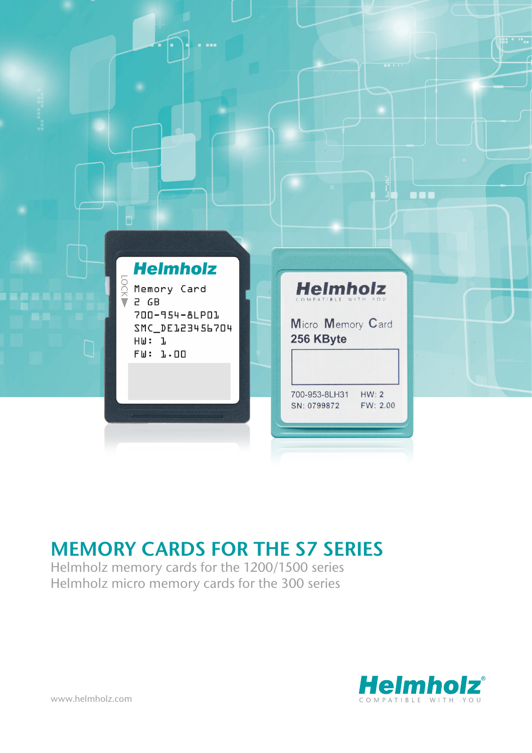# MEMORY CARDS FOR THE S7 SERIES

Helmholz memory cards for the 1200/1500 series
Helmholz micro memory cards for the 300 series

www.helmholz.com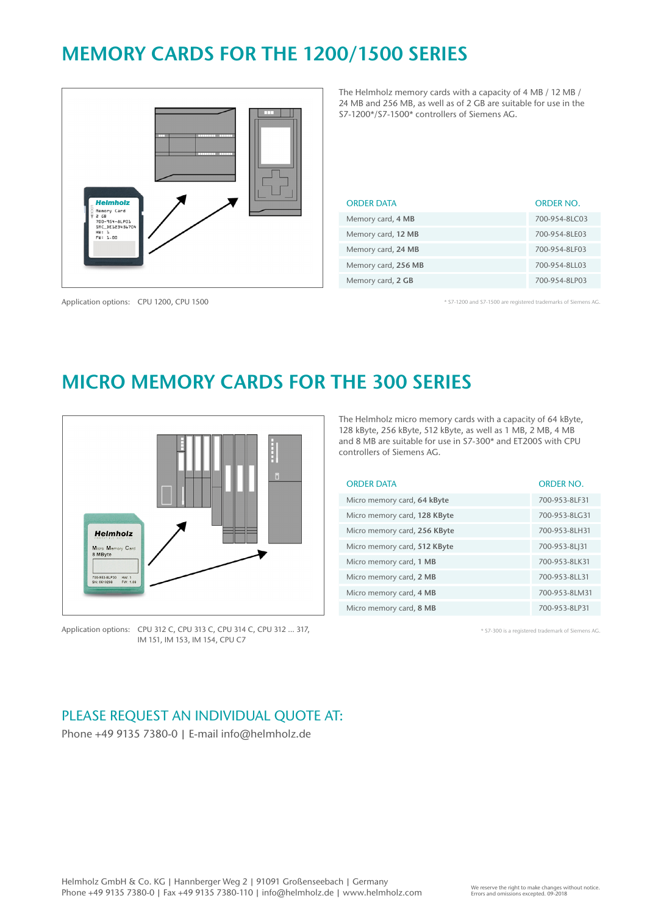# MEMORY CARDS FOR THE 1200/1500 SERIES

The Helmholz memory cards with a capacity of 4 MB / 12 MB / 24 MB and 256 MB, as well as of 2 GB are suitable for use in the S7-1200*/S7-1500* controllers of Siemens AG.

| ORDER DATA | ORDER NO. |
|---|---|
| Memory card, **4 MB** | 700-954-8LC03 |
| Memory card, **12 MB** | 700-954-8LE03 |
| Memory card, **24 MB** | 700-954-8LF03 |
| Memory card, **256 MB** | 700-954-8LL03 |
| Memory card, **2 GB** | 700-954-8LP03 |

Application options: CPU 1200, CPU 1500

* S7-1200 and S7-1500 are registered trademarks of Siemens AG.

# MICRO MEMORY CARDS FOR THE 300 SERIES

The Helmholz micro memory cards with a capacity of 64 kByte, 128 kByte, 256 kByte, 512 kByte, as well as 1 MB, 2 MB, 4 MB and 8 MB are suitable for use in S7-300* and ET200S with CPU controllers of Siemens AG.

| ORDER DATA | ORDER NO. |
|---|---|
| Micro memory card, **64 kByte** | 700-953-8LF31 |
| Micro memory card, **128 KByte** | 700-953-8LG31 |
| Micro memory card, **256 KByte** | 700-953-8LH31 |
| Micro memory card, **512 KByte** | 700-953-8LJ31 |
| Micro memory card, **1 MB** | 700-953-8LK31 |
| Micro memory card, **2 MB** | 700-953-8LL31 |
| Micro memory card, **4 MB** | 700-953-8LM31 |
| Micro memory card, **8 MB** | 700-953-8LP31 |

Application options: CPU 312 C, CPU 313 C, CPU 314 C, CPU 312 ... 317, IM 151, IM 153, IM 154, CPU C7

* S7-300 is a registered trademark of Siemens AG.

## PLEASE REQUEST AN INDIVIDUAL QUOTE AT:

Phone +49 9135 7380-0 | E-mail info@helmholz.de

Helmholz GmbH & Co. KG | Hannberger Weg 2 | 91091 Großenseebach | Germany
Phone +49 9135 7380-0 | Fax +49 9135 7380-110 | info@helmholz.de | www.helmholz.com

We reserve the right to make changes without notice. Errors and omissions excepted. 09-2018